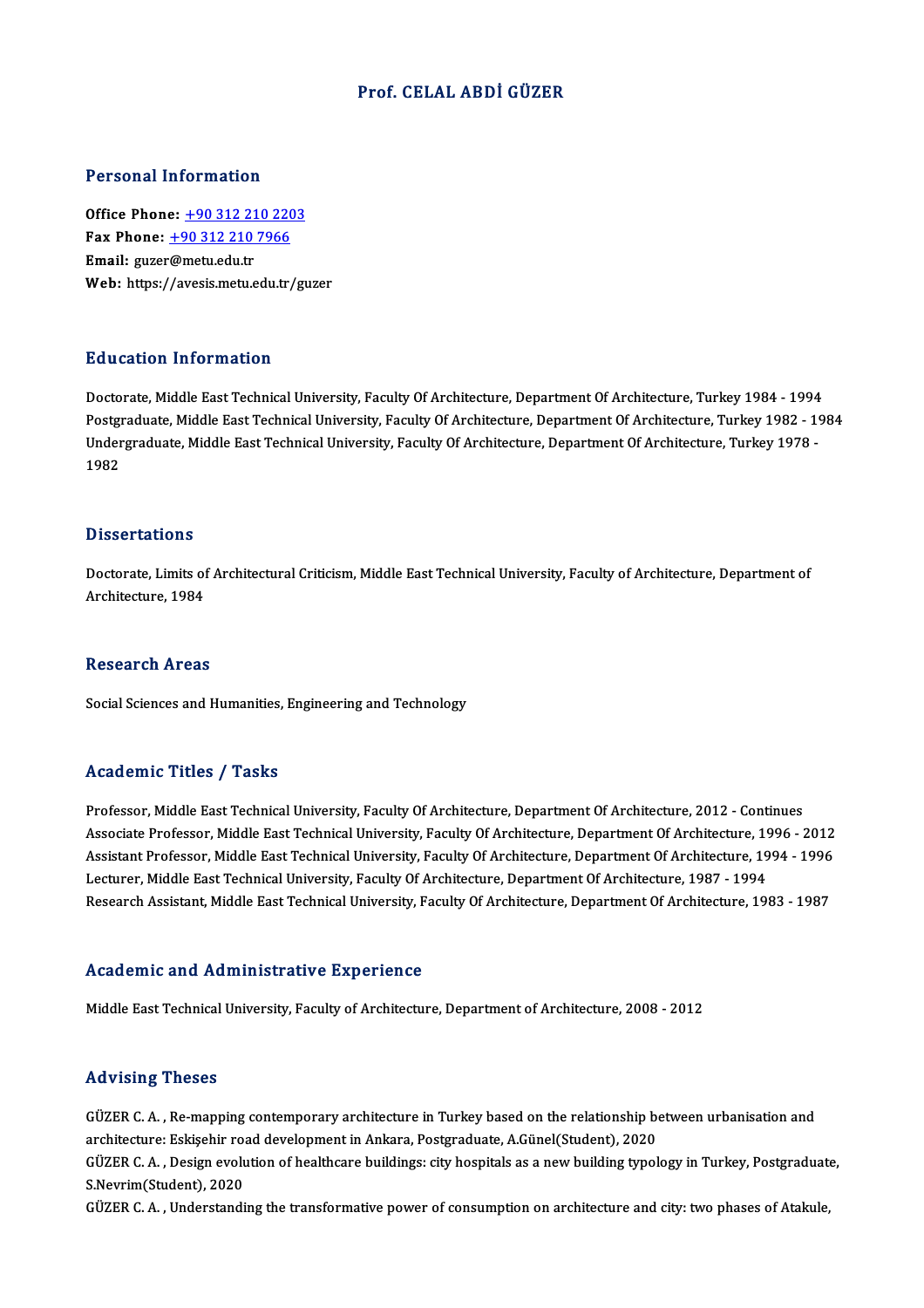# Prof. CELAL ABDİ GÜZER

## Personal Information

**Office Phone:** +90 312 210 2203
**Fax Phone:** +90 312 210 7966
**Email:** guzer@metu.edu.tr
**Web:** https://avesis.metu.edu.tr/guzer

## Education Information

Doctorate, Middle East Technical University, Faculty Of Architecture, Department Of Architecture, Turkey 1984 - 1994
Postgraduate, Middle East Technical University, Faculty Of Architecture, Department Of Architecture, Turkey 1982 - 1984
Undergraduate, Middle East Technical University, Faculty Of Architecture, Department Of Architecture, Turkey 1978 - 1982

## Dissertations

Doctorate, Limits of Architectural Criticism, Middle East Technical University, Faculty of Architecture, Department of Architecture, 1984

## Research Areas

Social Sciences and Humanities, Engineering and Technology

## Academic Titles / Tasks

Professor, Middle East Technical University, Faculty Of Architecture, Department Of Architecture, 2012 - Continues
Associate Professor, Middle East Technical University, Faculty Of Architecture, Department Of Architecture, 1996 - 2012
Assistant Professor, Middle East Technical University, Faculty Of Architecture, Department Of Architecture, 1994 - 1996
Lecturer, Middle East Technical University, Faculty Of Architecture, Department Of Architecture, 1987 - 1994
Research Assistant, Middle East Technical University, Faculty Of Architecture, Department Of Architecture, 1983 - 1987

## Academic and Administrative Experience

Middle East Technical University, Faculty of Architecture, Department of Architecture, 2008 - 2012

## Advising Theses

GÜZER C. A. , Re-mapping contemporary architecture in Turkey based on the relationship between urbanisation and architecture: Eskişehir road development in Ankara, Postgraduate, A.Günel(Student), 2020
GÜZER C. A. , Design evolution of healthcare buildings: city hospitals as a new building typology in Turkey, Postgraduate, S.Nevrim(Student), 2020
GÜZER C. A. , Understanding the transformative power of consumption on architecture and city: two phases of Atakule,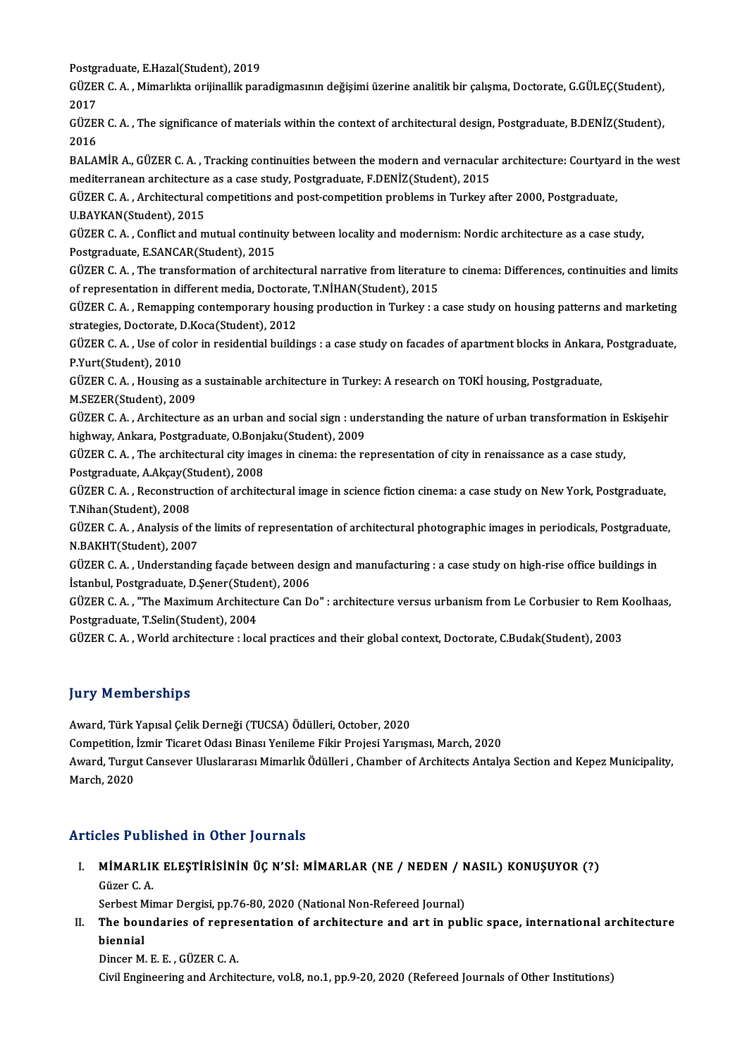Postgraduate, E.Hazal(Student), 2019

GÜZER C. A. , Mimarlıkta orijinallik paradigmasının değişimi üzerine analitik bir çalışma, Doctorate, G.GÜLEÇ(Student), 2017

GÜZER C. A. , The significance of materials within the context of architectural design, Postgraduate, B.DENİZ(Student), 2016

BALAMİR A., GÜZER C. A. , Tracking continuities between the modern and vernacular architecture: Courtyard in the west mediterranean architecture as a case study, Postgraduate, F.DENİZ(Student), 2015

GÜZER C. A. , Architectural competitions and post-competition problems in Turkey after 2000, Postgraduate, U.BAYKAN(Student), 2015

GÜZER C. A. , Conflict and mutual continuity between locality and modernism: Nordic architecture as a case study, Postgraduate, E.SANCAR(Student), 2015

GÜZER C. A. , The transformation of architectural narrative from literature to cinema: Differences, continuities and limits of representation in different media, Doctorate, T.NİHAN(Student), 2015

GÜZER C. A. , Remapping contemporary housing production in Turkey : a case study on housing patterns and marketing strategies, Doctorate, D.Koca(Student), 2012

GÜZER C. A. , Use of color in residential buildings : a case study on facades of apartment blocks in Ankara, Postgraduate, P.Yurt(Student), 2010

GÜZER C. A. , Housing as a sustainable architecture in Turkey: A research on TOKİ housing, Postgraduate, M.SEZER(Student), 2009

GÜZER C. A. , Architecture as an urban and social sign : understanding the nature of urban transformation in Eskişehir highway, Ankara, Postgraduate, O.Bonjaku(Student), 2009

GÜZER C. A. , The architectural city images in cinema: the representation of city in renaissance as a case study, Postgraduate, A.Akçay(Student), 2008

GÜZER C. A. , Reconstruction of architectural image in science fiction cinema: a case study on New York, Postgraduate, T.Nihan(Student), 2008

GÜZER C. A. , Analysis of the limits of representation of architectural photographic images in periodicals, Postgraduate, N.BAKHT(Student), 2007

GÜZER C. A. , Understanding façade between design and manufacturing : a case study on high-rise office buildings in İstanbul, Postgraduate, D.Şener(Student), 2006

GÜZER C. A. , "The Maximum Architecture Can Do" : architecture versus urbanism from Le Corbusier to Rem Koolhaas, Postgraduate, T.Selin(Student), 2004

GÜZER C. A. , World architecture : local practices and their global context, Doctorate, C.Budak(Student), 2003

## Jury Memberships

Award, Türk Yapısal Çelik Derneği (TUCSA) Ödülleri, October, 2020

Competition, İzmir Ticaret Odası Binası Yenileme Fikir Projesi Yarışması, March, 2020

Award, Turgut Cansever Uluslararası Mimarlık Ödülleri , Chamber of Architects Antalya Section and Kepez Municipality, March, 2020

## Articles Published in Other Journals

I. **MİMARLIK ELEŞTİRİSİNİN ÜÇ N'Sİ: MİMARLAR (NE / NEDEN / NASIL) KONUŞUYOR (?)**
   Güzer C. A.
   Serbest Mimar Dergisi, pp.76-80, 2020 (National Non-Refereed Journal)

II. **The boundaries of representation of architecture and art in public space, international architecture biennial**
   Dincer M. E. E. , GÜZER C. A.
   Civil Engineering and Architecture, vol.8, no.1, pp.9-20, 2020 (Refereed Journals of Other Institutions)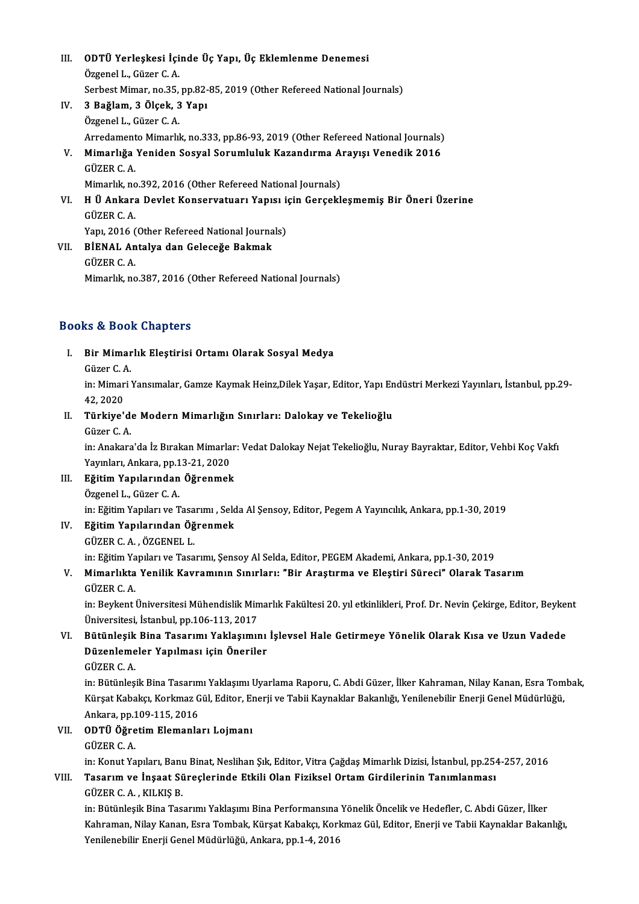III. **ODTÜ Yerleşkesi İçinde Üç Yapı, Üç Eklemlenme Denemesi**
Özgenel L., Güzer C. A.
Serbest Mimar, no.35, pp.82-85, 2019 (Other Refereed National Journals)

IV. **3 Bağlam, 3 Ölçek, 3 Yapı**
Özgenel L., Güzer C. A.
Arredamento Mimarlık, no.333, pp.86-93, 2019 (Other Refereed National Journals)

V. **Mimarlığa Yeniden Sosyal Sorumluluk Kazandırma Arayışı Venedik 2016**
GÜZER C. A.
Mimarlık, no.392, 2016 (Other Refereed National Journals)

VI. **H Ü Ankara Devlet Konservatuarı Yapısı için Gerçekleşmemiş Bir Öneri Üzerine**
GÜZER C. A.
Yapı, 2016 (Other Refereed National Journals)

VII. **BİENAL Antalya dan Geleceğe Bakmak**
GÜZER C. A.
Mimarlık, no.387, 2016 (Other Refereed National Journals)

## Books & Book Chapters

I. **Bir Mimarlık Eleştirisi Ortamı Olarak Sosyal Medya**
Güzer C. A.
in: Mimari Yansımalar, Gamze Kaymak Heinz,Dilek Yaşar, Editor, Yapı Endüstri Merkezi Yayınları, İstanbul, pp.29-42, 2020

II. **Türkiye'de Modern Mimarlığın Sınırları: Dalokay ve Tekelioğlu**
Güzer C. A.
in: Anakara'da İz Bırakan Mimarlar: Vedat Dalokay Nejat Tekelioğlu, Nuray Bayraktar, Editor, Vehbi Koç Vakfı Yayınları, Ankara, pp.13-21, 2020

III. **Eğitim Yapılarından Öğrenmek**
Özgenel L., Güzer C. A.
in: Eğitim Yapıları ve Tasarımı , Selda Al Şensoy, Editor, Pegem A Yayıncılık, Ankara, pp.1-30, 2019

IV. **Eğitim Yapılarından Öğrenmek**
GÜZER C. A. , ÖZGENEL L.
in: Eğitim Yapıları ve Tasarımı, Şensoy Al Selda, Editor, PEGEM Akademi, Ankara, pp.1-30, 2019

V. **Mimarlıkta Yenilik Kavramının Sınırları: "Bir Araştırma ve Eleştiri Süreci" Olarak Tasarım**
GÜZER C. A.
in: Beykent Üniversitesi Mühendislik Mimarlık Fakültesi 20. yıl etkinlikleri, Prof. Dr. Nevin Çekirge, Editor, Beykent Üniversitesi, İstanbul, pp.106-113, 2017

VI. **Bütünleşik Bina Tasarımı Yaklaşımını İşlevsel Hale Getirmeye Yönelik Olarak Kısa ve Uzun Vadede Düzenlemeler Yapılması için Öneriler**
GÜZER C. A.
in: Bütünleşik Bina Tasarımı Yaklaşımı Uyarlama Raporu, C. Abdi Güzer, İlker Kahraman, Nilay Kanan, Esra Tombak, Kürşat Kabakçı, Korkmaz Gül, Editor, Enerji ve Tabii Kaynaklar Bakanlığı, Yenilenebilir Enerji Genel Müdürlüğü, Ankara, pp.109-115, 2016

VII. **ODTÜ Öğretim Elemanları Lojmanı**
GÜZER C. A.
in: Konut Yapıları, Banu Binat, Neslihan Şık, Editor, Vitra Çağdaş Mimarlık Dizisi, İstanbul, pp.254-257, 2016

VIII. **Tasarım ve İnşaat Süreçlerinde Etkili Olan Fiziksel Ortam Girdilerinin Tanımlanması**
GÜZER C. A. , KILKIŞ B.
in: Bütünleşik Bina Tasarımı Yaklaşımı Bina Performansına Yönelik Öncelik ve Hedefler, C. Abdi Güzer, İlker Kahraman, Nilay Kanan, Esra Tombak, Kürşat Kabakçı, Korkmaz Gül, Editor, Enerji ve Tabii Kaynaklar Bakanlığı, Yenilenebilir Enerji Genel Müdürlüğü, Ankara, pp.1-4, 2016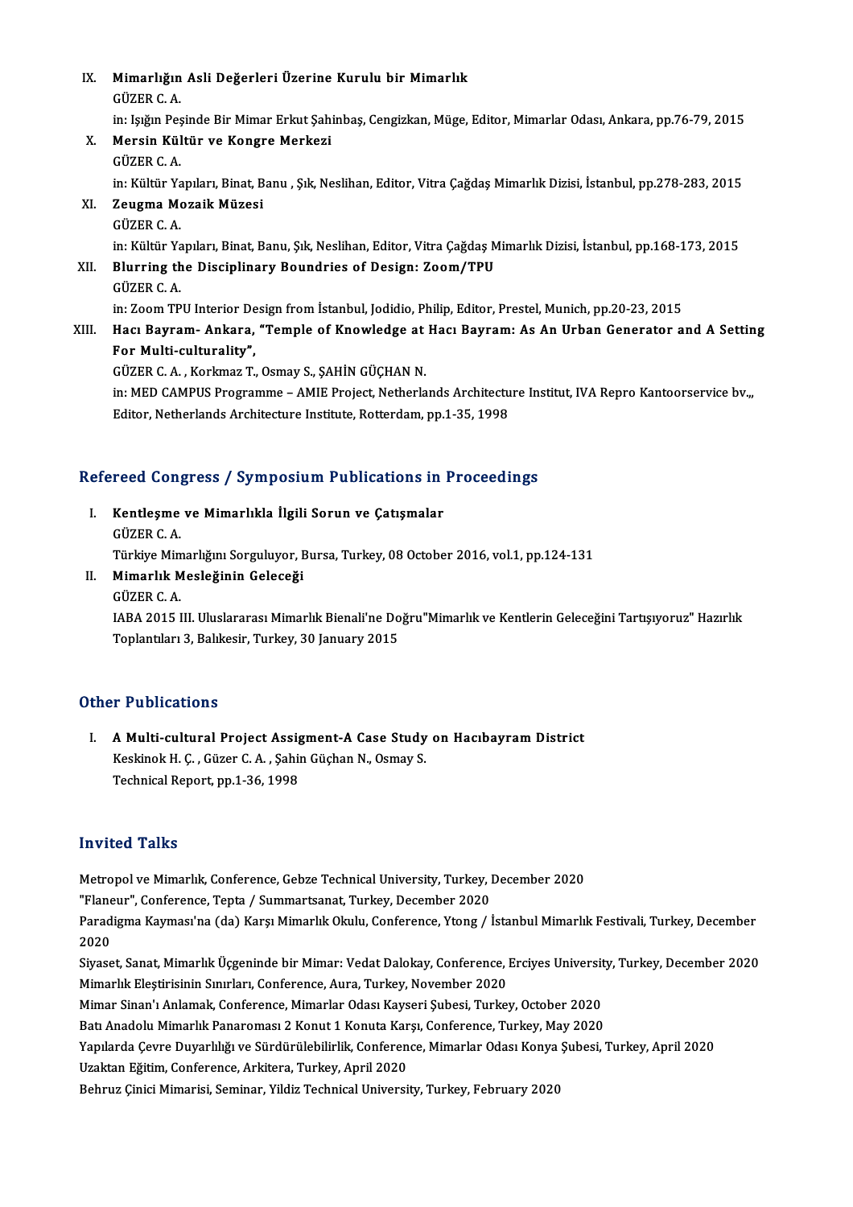IX. **Mimarlığın Asli Değerleri Üzerine Kurulu bir Mimarlık**
GÜZER C. A.
in: Işığın Peşinde Bir Mimar Erkut Şahinbaş, Cengizkan, Müge, Editor, Mimarlar Odası, Ankara, pp.76-79, 2015

X. **Mersin Kültür ve Kongre Merkezi**
GÜZER C. A.
in: Kültür Yapıları, Binat, Banu , Şık, Neslihan, Editor, Vitra Çağdaş Mimarlık Dizisi, İstanbul, pp.278-283, 2015

XI. **Zeugma Mozaik Müzesi**
GÜZER C. A.
in: Kültür Yapıları, Binat, Banu, Şık, Neslihan, Editor, Vitra Çağdaş Mimarlık Dizisi, İstanbul, pp.168-173, 2015

XII. **Blurring the Disciplinary Boundries of Design: Zoom/TPU**
GÜZER C. A.
in: Zoom TPU Interior Design from İstanbul, Jodidio, Philip, Editor, Prestel, Munich, pp.20-23, 2015

XIII. **Hacı Bayram- Ankara, "Temple of Knowledge at Hacı Bayram: As An Urban Generator and A Setting For Multi-culturality",**
GÜZER C. A. , Korkmaz T., Osmay S., ŞAHİN GÜÇHAN N.
in: MED CAMPUS Programme – AMIE Project, Netherlands Architecture Institut, IVA Repro Kantoorservice bv.,, Editor, Netherlands Architecture Institute, Rotterdam, pp.1-35, 1998

## Refereed Congress / Symposium Publications in Proceedings

I. **Kentleşme ve Mimarlıkla İlgili Sorun ve Çatışmalar**
GÜZER C. A.
Türkiye Mimarlığını Sorguluyor, Bursa, Turkey, 08 October 2016, vol.1, pp.124-131

II. **Mimarlık Mesleğinin Geleceği**
GÜZER C. A.
IABA 2015 III. Uluslararası Mimarlık Bienali'ne Doğru"Mimarlık ve Kentlerin Geleceğini Tartışıyoruz" Hazırlık Toplantıları 3, Balıkesir, Turkey, 30 January 2015

## Other Publications

I. **A Multi-cultural Project Assigment-A Case Study on Hacıbayram District**
Keskinok H. Ç. , Güzer C. A. , Şahin Güçhan N., Osmay S.
Technical Report, pp.1-36, 1998

## Invited Talks

Metropol ve Mimarlık, Conference, Gebze Technical University, Turkey, December 2020
"Flaneur", Conference, Tepta / Summartsanat, Turkey, December 2020
Paradigma Kayması'na (da) Karşı Mimarlık Okulu, Conference, Ytong / İstanbul Mimarlık Festivali, Turkey, December 2020
Siyaset, Sanat, Mimarlık Üçgeninde bir Mimar: Vedat Dalokay, Conference, Erciyes University, Turkey, December 2020
Mimarlık Eleştirisinin Sınırları, Conference, Aura, Turkey, November 2020
Mimar Sinan'ı Anlamak, Conference, Mimarlar Odası Kayseri Şubesi, Turkey, October 2020
Batı Anadolu Mimarlık Panaroması 2 Konut 1 Konuta Karşı, Conference, Turkey, May 2020
Yapılarda Çevre Duyarlılığı ve Sürdürülebilirlik, Conference, Mimarlar Odası Konya Şubesi, Turkey, April 2020
Uzaktan Eğitim, Conference, Arkitera, Turkey, April 2020
Behruz Çinici Mimarisi, Seminar, Yildiz Technical University, Turkey, February 2020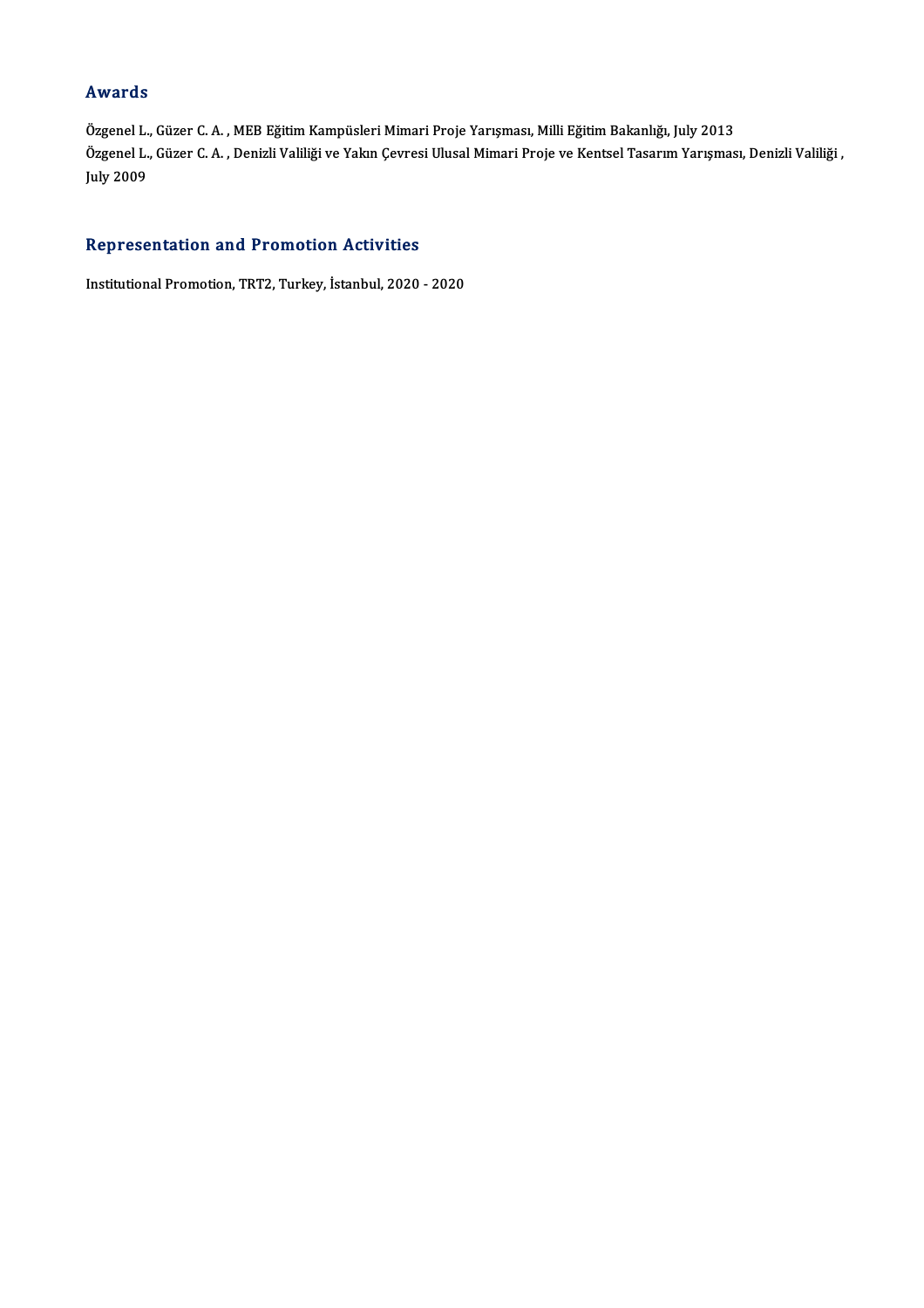## Awards

Özgenel L., Güzer C. A. , MEB Eğitim Kampüsleri Mimari Proje Yarışması, Milli Eğitim Bakanlığı, July 2013

Özgenel L., Güzer C. A. , Denizli Valiliği ve Yakın Çevresi Ulusal Mimari Proje ve Kentsel Tasarım Yarışması, Denizli Valiliği , July 2009

## Representation and Promotion Activities

Institutional Promotion, TRT2, Turkey, İstanbul, 2020 - 2020